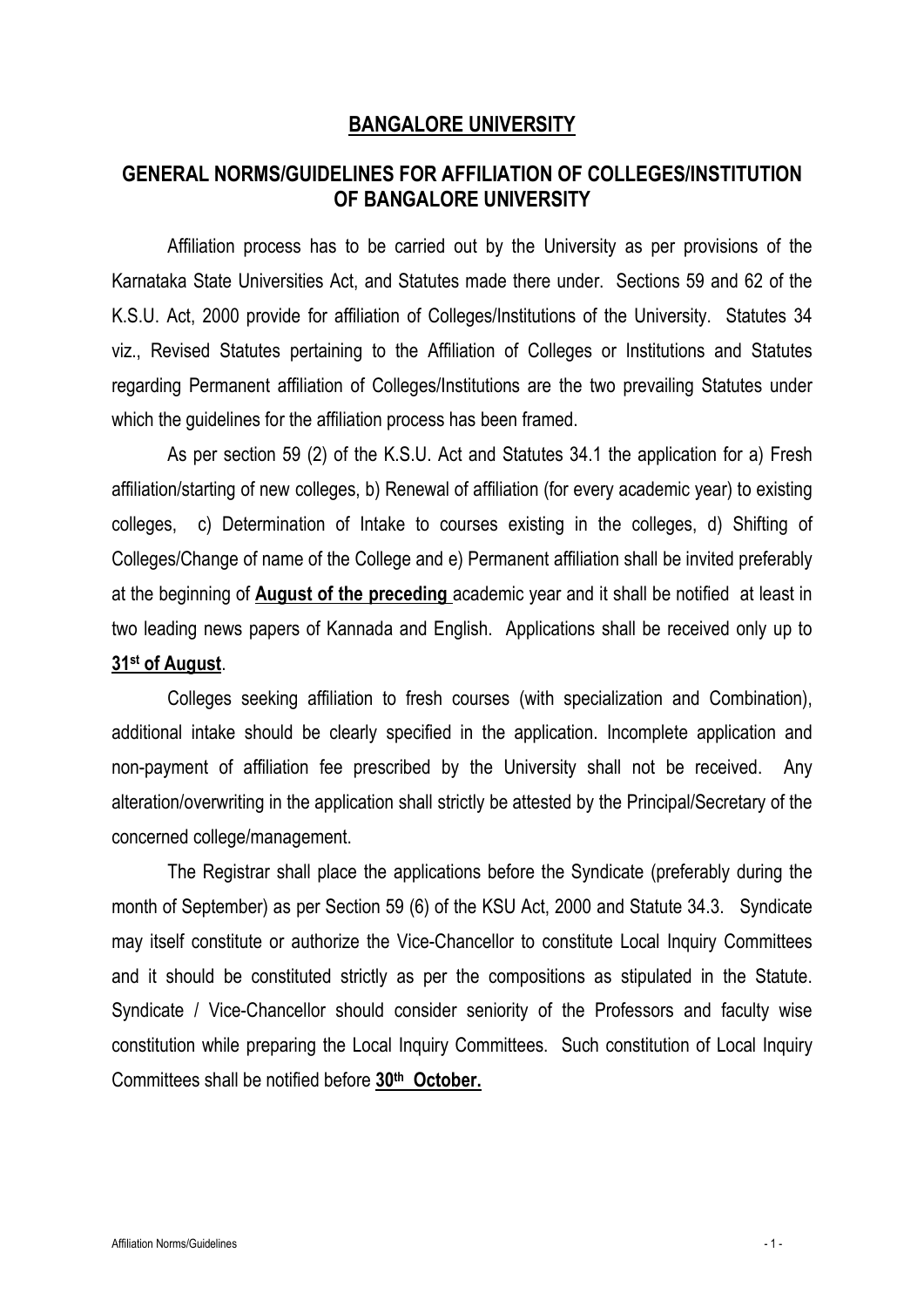# **BANGALORE UNIVERSITY**

## GENERAL NORMS/GUIDELINES FOR AFFILIATION OF COLLEGES/INSTITUTION OF BANGALORE UNIVERSITY

Affiliation process has to be carried out by the University as per provisions of the Karnataka State Universities Act, and Statutes made there under. Sections 59 and 62 of the K.S.U. Act, 2000 provide for affiliation of Colleges/Institutions of the University. Statutes 34 viz., Revised Statutes pertaining to the Affiliation of Colleges or Institutions and Statutes regarding Permanent affiliation of Colleges/Institutions are the two prevailing Statutes under which the guidelines for the affiliation process has been framed.

As per section 59 (2) of the K.S.U. Act and Statutes 34.1 the application for a) Fresh affiliation/starting of new colleges, b) Renewal of affiliation (for every academic year) to existing colleges, c) Determination of Intake to courses existing in the colleges, d) Shifting of Colleges/Change of name of the College and e) Permanent affiliation shall be invited preferably at the beginning of **August of the preceding** academic year and it shall be notified at least in two leading news papers of Kannada and English. Applications shall be received only up to **31st of August**.

Colleges seeking affiliation to fresh courses (with specialization and Combination), additional intake should be clearly specified in the application. Incomplete application and non-payment of affiliation fee prescribed by the University shall not be received. Any alteration/overwriting in the application shall strictly be attested by the Principal/Secretary of the concerned college/management.

The Registrar shall place the applications before the Syndicate (preferably during the month of September) as per Section 59 (6) of the KSU Act, 2000 and Statute 34.3. Syndicate may itself constitute or authorize the Vice-Chancellor to constitute Local Inquiry Committees and it should be constituted strictly as per the compositions as stipulated in the Statute. Syndicate / Vice-Chancellor should consider seniority of the Professors and faculty wise constitution while preparing the Local Inquiry Committees. Such constitution of Local Inquiry Committees shall be notified before **30th October.**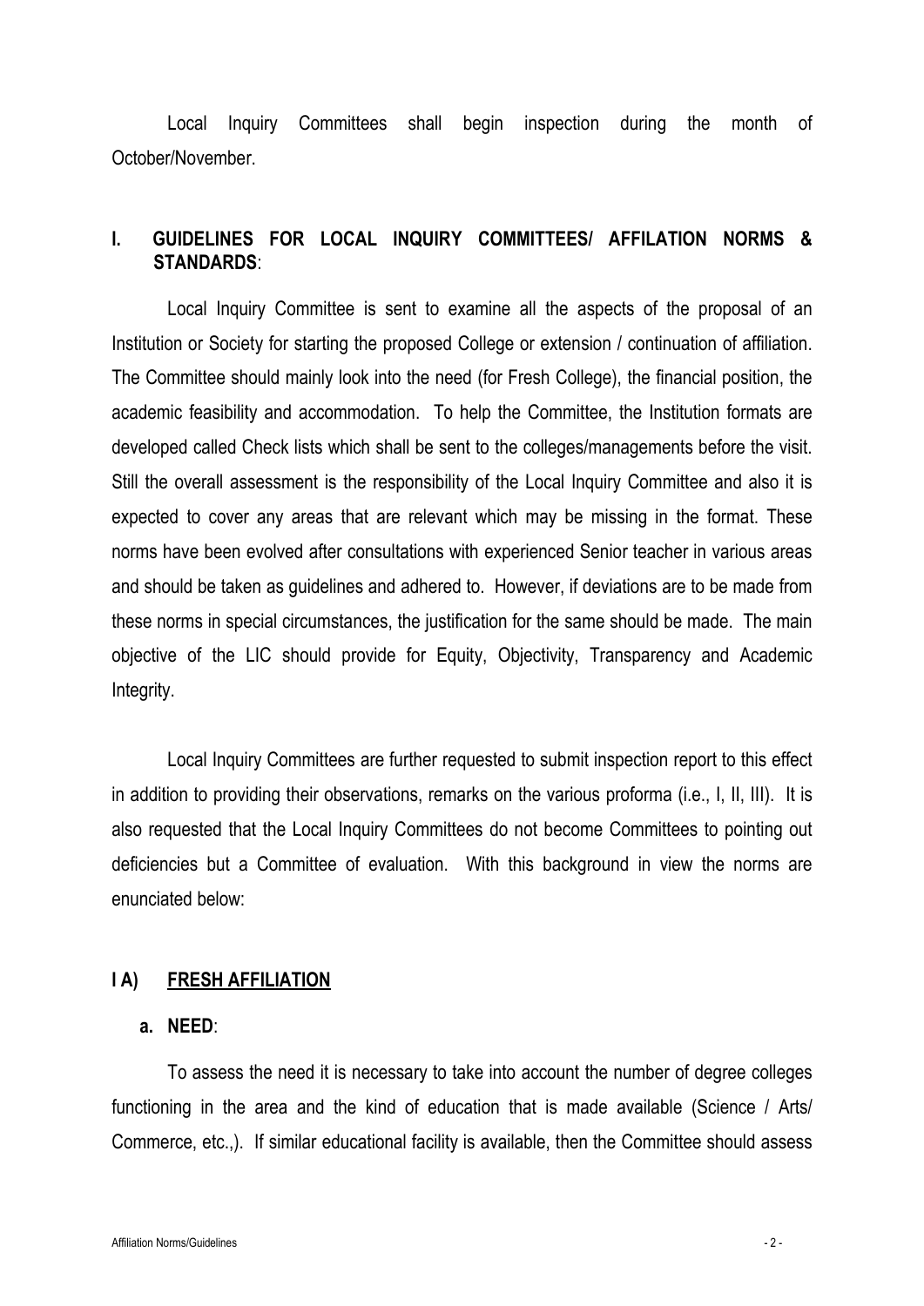Local Inquiry Committees shall begin inspection during the month of October/November.

## I. GUIDELINES FOR LOCAL INQUIRY COMMITTEES/ AFFILATION NORMS & STANDARDS:

Local Inquiry Committee is sent to examine all the aspects of the proposal of an Institution or Society for starting the proposed College or extension / continuation of affiliation. The Committee should mainly look into the need (for Fresh College), the financial position, the academic feasibility and accommodation. To help the Committee, the Institution formats are developed called Check lists which shall be sent to the colleges/managements before the visit. Still the overall assessment is the responsibility of the Local Inquiry Committee and also it is expected to cover any areas that are relevant which may be missing in the format. These norms have been evolved after consultations with experienced Senior teacher in various areas and should be taken as guidelines and adhered to. However, if deviations are to be made from these norms in special circumstances, the justification for the same should be made. The main objective of the LIC should provide for Equity, Objectivity, Transparency and Academic Integrity.

Local Inquiry Committees are further requested to submit inspection report to this effect in addition to providing their observations, remarks on the various proforma (i.e., I, II, III). It is also requested that the Local Inquiry Committees do not become Committees to pointing out deficiencies but a Committee of evaluation. With this background in view the norms are enunciated below:

### I A) <u>FRESH AFFILIATION</u>

**a. NEED**:

To assess the need it is necessary to take into account the number of degree colleges functioning in the area and the kind of education that is made available (Science / Arts/ Commerce, etc.,). If similar educational facility is available, then the Committee should assess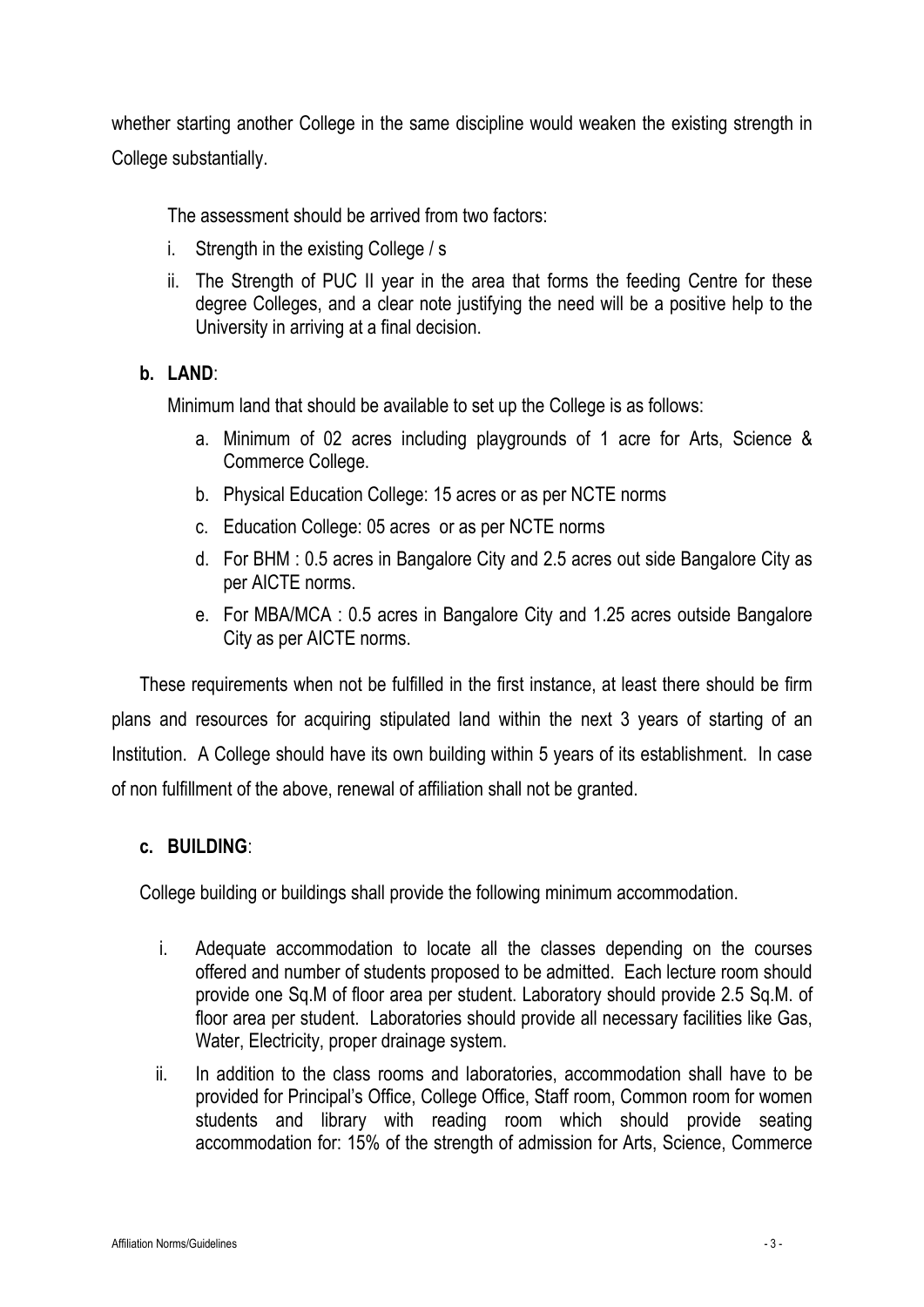whether starting another College in the same discipline would weaken the existing strength in College substantially.

The assessment should be arrived from two factors:

i. Strength in the existing College / s
ii. The Strength of PUC II year in the area that forms the feeding Centre for these degree Colleges, and a clear note justifying the need will be a positive help to the University in arriving at a final decision.

**b. LAND**:

Minimum land that should be available to set up the College is as follows:

a. Minimum of 02 acres including playgrounds of 1 acre for Arts, Science & Commerce College.
b. Physical Education College: 15 acres or as per NCTE norms
c. Education College: 05 acres or as per NCTE norms
d. For BHM : 0.5 acres in Bangalore City and 2.5 acres out side Bangalore City as per AICTE norms.
e. For MBA/MCA : 0.5 acres in Bangalore City and 1.25 acres outside Bangalore City as per AICTE norms.

These requirements when not be fulfilled in the first instance, at least there should be firm plans and resources for acquiring stipulated land within the next 3 years of starting of an Institution. A College should have its own building within 5 years of its establishment. In case of non fulfillment of the above, renewal of affiliation shall not be granted.

**c. BUILDING**:

College building or buildings shall provide the following minimum accommodation.

i. Adequate accommodation to locate all the classes depending on the courses offered and number of students proposed to be admitted. Each lecture room should provide one Sq.M of floor area per student. Laboratory should provide 2.5 Sq.M. of floor area per student. Laboratories should provide all necessary facilities like Gas, Water, Electricity, proper drainage system.
ii. In addition to the class rooms and laboratories, accommodation shall have to be provided for Principal's Office, College Office, Staff room, Common room for women students and library with reading room which should provide seating accommodation for: 15% of the strength of admission for Arts, Science, Commerce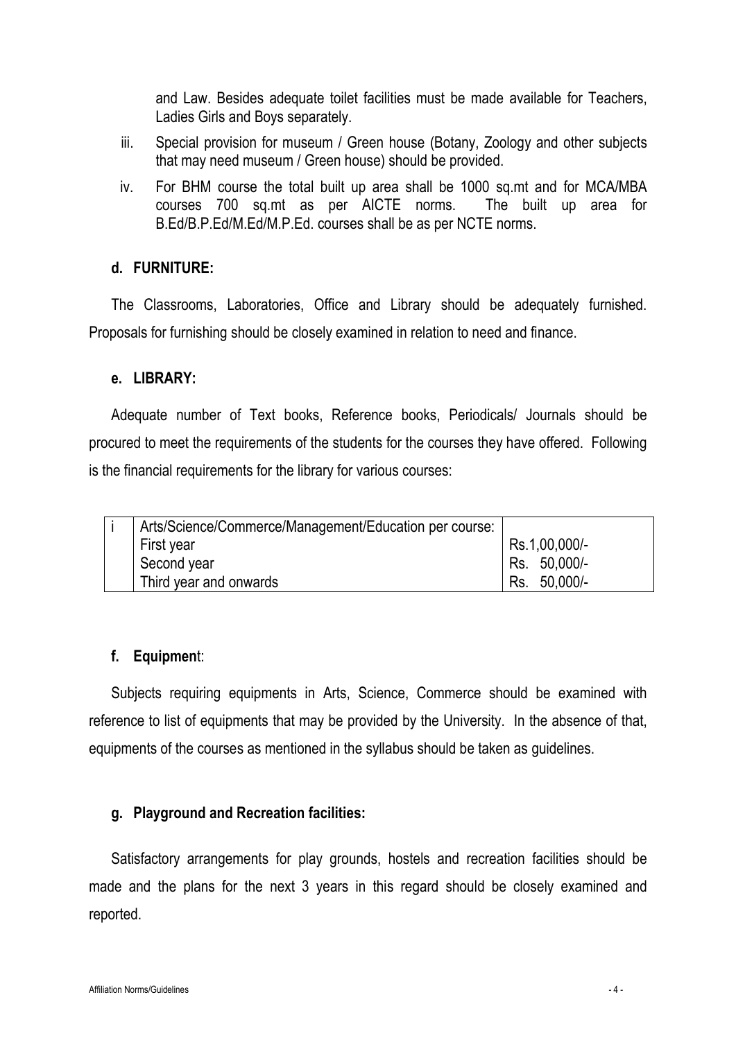and Law. Besides adequate toilet facilities must be made available for Teachers, Ladies Girls and Boys separately.

iii. Special provision for museum / Green house (Botany, Zoology and other subjects that may need museum / Green house) should be provided.

iv. For BHM course the total built up area shall be 1000 sq.mt and for MCA/MBA courses 700 sq.mt as per AICTE norms. The built up area for B.Ed/B.P.Ed/M.Ed/M.P.Ed. courses shall be as per NCTE norms.

**d. FURNITURE:**

The Classrooms, Laboratories, Office and Library should be adequately furnished. Proposals for furnishing should be closely examined in relation to need and finance.

**e. LIBRARY:**

Adequate number of Text books, Reference books, Periodicals/ Journals should be procured to meet the requirements of the students for the courses they have offered. Following is the financial requirements for the library for various courses:

| i | Arts/Science/Commerce/Management/Education per course: | |
|---|---|---|
| | First year | Rs.1,00,000/- |
| | Second year | Rs. 50,000/- |
| | Third year and onwards | Rs. 50,000/- |

**f. Equipment:**

Subjects requiring equipments in Arts, Science, Commerce should be examined with reference to list of equipments that may be provided by the University. In the absence of that, equipments of the courses as mentioned in the syllabus should be taken as guidelines.

**g. Playground and Recreation facilities:**

Satisfactory arrangements for play grounds, hostels and recreation facilities should be made and the plans for the next 3 years in this regard should be closely examined and reported.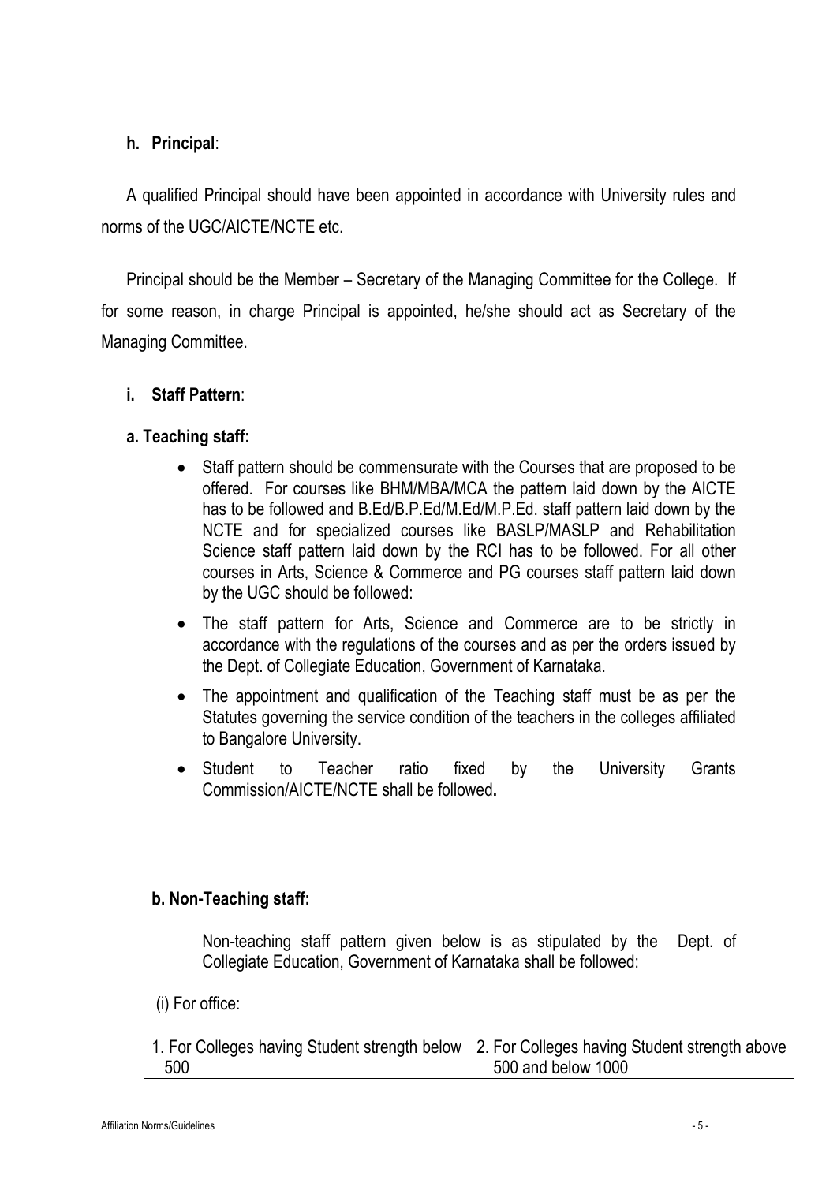**h. Principal**:

A qualified Principal should have been appointed in accordance with University rules and norms of the UGC/AICTE/NCTE etc.

Principal should be the Member – Secretary of the Managing Committee for the College. If for some reason, in charge Principal is appointed, he/she should act as Secretary of the Managing Committee.

**i. Staff Pattern**:

**a. Teaching staff:**

- Staff pattern should be commensurate with the Courses that are proposed to be offered. For courses like BHM/MBA/MCA the pattern laid down by the AICTE has to be followed and B.Ed/B.P.Ed/M.Ed/M.P.Ed. staff pattern laid down by the NCTE and for specialized courses like BASLP/MASLP and Rehabilitation Science staff pattern laid down by the RCI has to be followed. For all other courses in Arts, Science & Commerce and PG courses staff pattern laid down by the UGC should be followed:
- The staff pattern for Arts, Science and Commerce are to be strictly in accordance with the regulations of the courses and as per the orders issued by the Dept. of Collegiate Education, Government of Karnataka.
- The appointment and qualification of the Teaching staff must be as per the Statutes governing the service condition of the teachers in the colleges affiliated to Bangalore University.
- Student to Teacher ratio fixed by the University Grants Commission/AICTE/NCTE shall be followed**.**

**b. Non-Teaching staff:**

Non-teaching staff pattern given below is as stipulated by the Dept. of Collegiate Education, Government of Karnataka shall be followed:

(i) For office:

| 1. For Colleges having Student strength below 500 | 2. For Colleges having Student strength above 500 and below 1000 |
|---|---|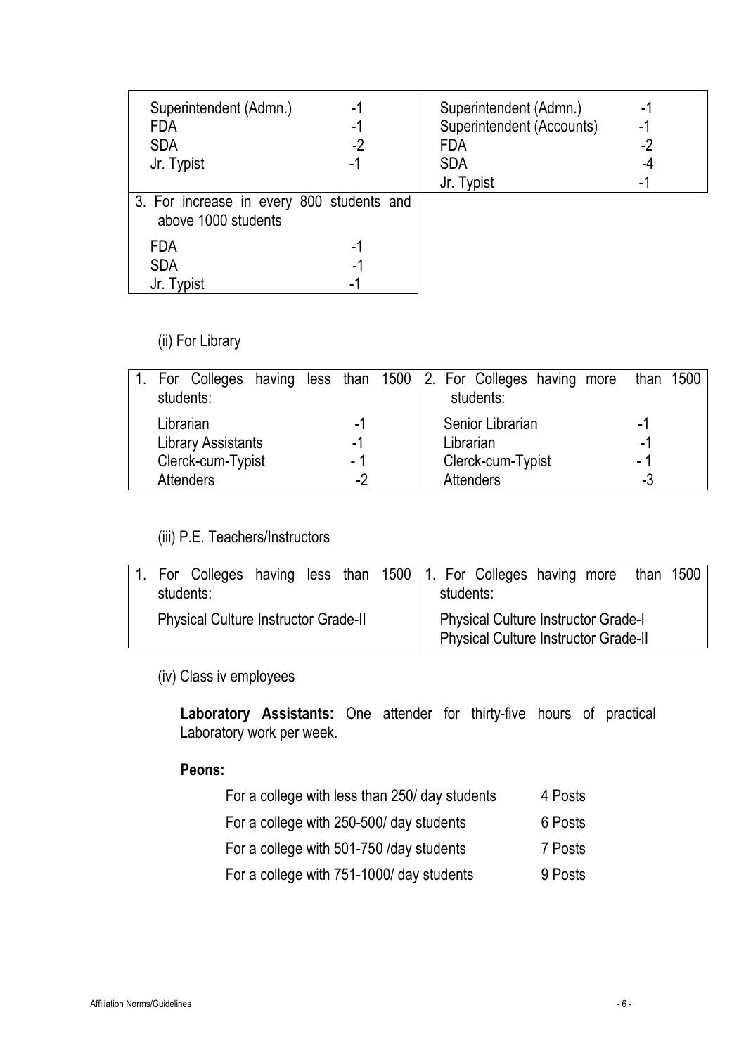| | |
|---|---|
| Superintendent (Admn.) -1<br>FDA -1<br>SDA -2<br>Jr. Typist -1 | Superintendent (Admn.) -1<br>Superintendent (Accounts) -1<br>FDA -2<br>SDA -4<br>Jr. Typist -1 |
| 3. For increase in every 800 students and above 1000 students<br>FDA -1<br>SDA -1<br>Jr. Typist -1 | |

(ii) For Library

| 1. For Colleges having less than 1500 students: | 2. For Colleges having more than 1500 students: |
|---|---|
| Librarian -1<br>Library Assistants -1<br>Clerck-cum-Typist - 1<br>Attenders -2 | Senior Librarian -1<br>Librarian -1<br>Clerck-cum-Typist - 1<br>Attenders -3 |

(iii) P.E. Teachers/Instructors

| 1. For Colleges having less than 1500 students: | 1. For Colleges having more than 1500 students: |
|---|---|
| Physical Culture Instructor Grade-II | Physical Culture Instructor Grade-I<br>Physical Culture Instructor Grade-II |

(iv) Class iv employees

**Laboratory Assistants:** One attender for thirty-five hours of practical Laboratory work per week.

**Peons:**

| | |
|---|---|
| For a college with less than 250/ day students | 4 Posts |
| For a college with 250-500/ day students | 6 Posts |
| For a college with 501-750 /day students | 7 Posts |
| For a college with 751-1000/ day students | 9 Posts |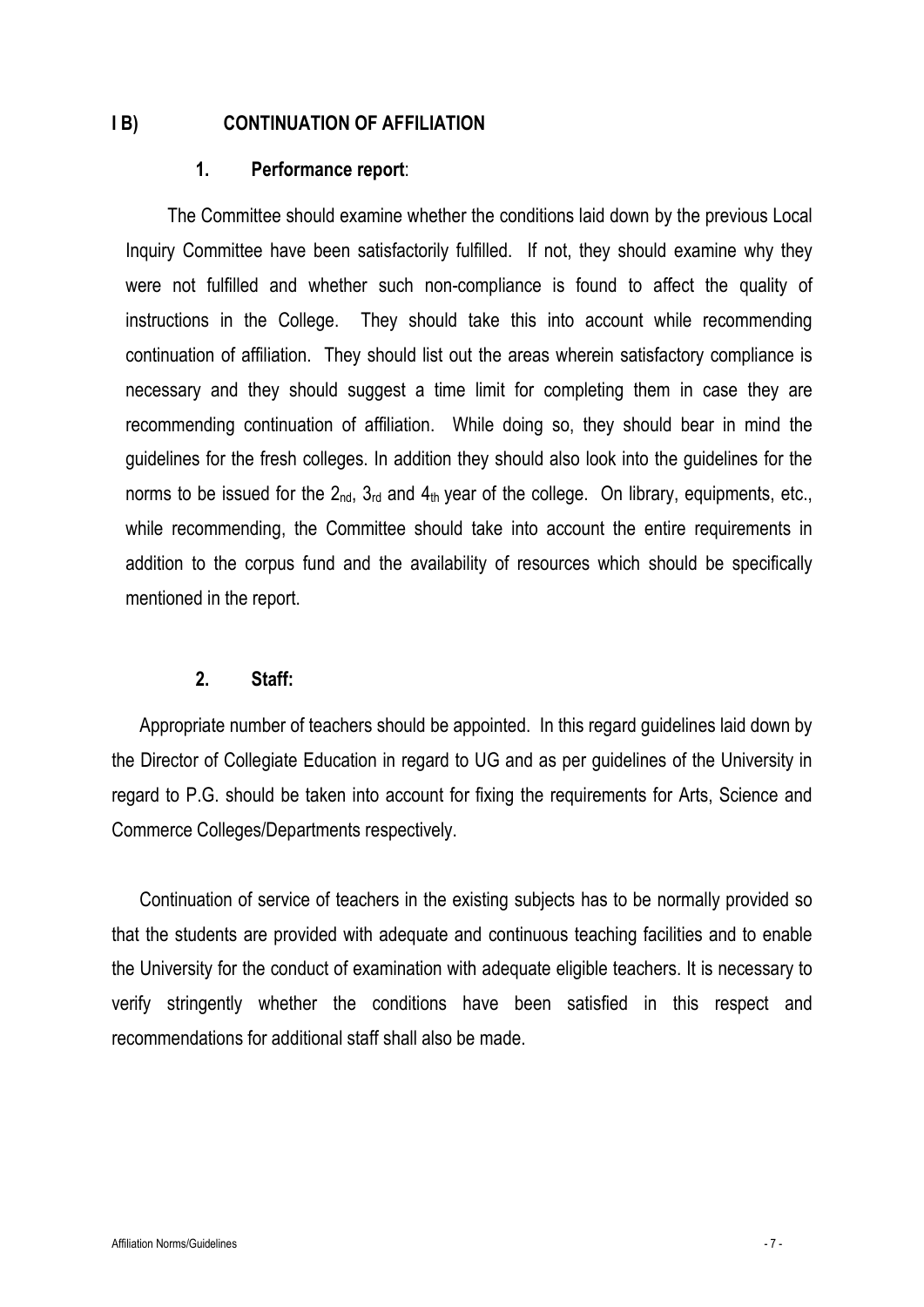## I B) CONTINUATION OF AFFILIATION

### 1. Performance report:

The Committee should examine whether the conditions laid down by the previous Local Inquiry Committee have been satisfactorily fulfilled. If not, they should examine why they were not fulfilled and whether such non-compliance is found to affect the quality of instructions in the College. They should take this into account while recommending continuation of affiliation. They should list out the areas wherein satisfactory compliance is necessary and they should suggest a time limit for completing them in case they are recommending continuation of affiliation. While doing so, they should bear in mind the guidelines for the fresh colleges. In addition they should also look into the guidelines for the norms to be issued for the 2nd, 3rd and 4th year of the college. On library, equipments, etc., while recommending, the Committee should take into account the entire requirements in addition to the corpus fund and the availability of resources which should be specifically mentioned in the report.

### 2. Staff:

Appropriate number of teachers should be appointed. In this regard guidelines laid down by the Director of Collegiate Education in regard to UG and as per guidelines of the University in regard to P.G. should be taken into account for fixing the requirements for Arts, Science and Commerce Colleges/Departments respectively.

Continuation of service of teachers in the existing subjects has to be normally provided so that the students are provided with adequate and continuous teaching facilities and to enable the University for the conduct of examination with adequate eligible teachers. It is necessary to verify stringently whether the conditions have been satisfied in this respect and recommendations for additional staff shall also be made.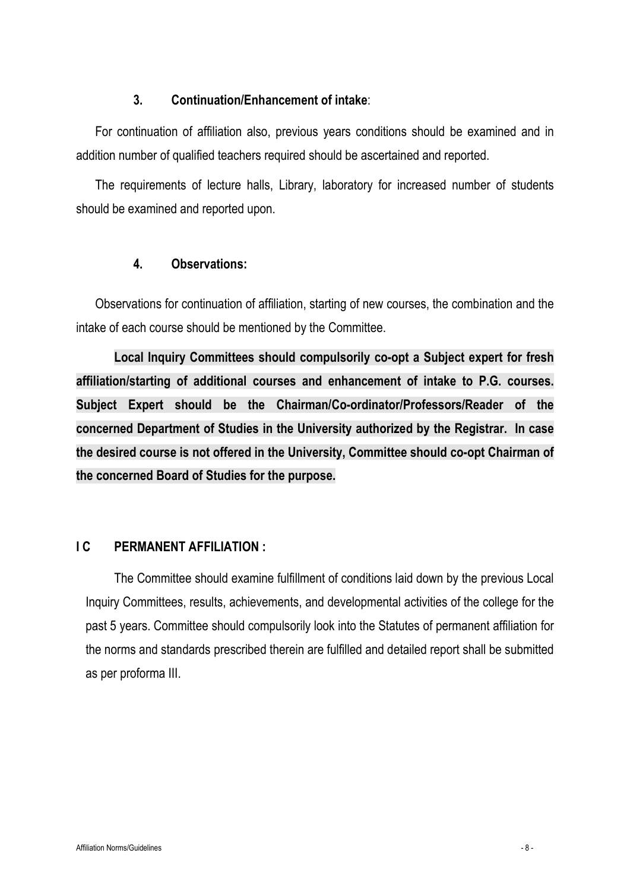### 3. Continuation/Enhancement of intake:

For continuation of affiliation also, previous years conditions should be examined and in addition number of qualified teachers required should be ascertained and reported.

The requirements of lecture halls, Library, laboratory for increased number of students should be examined and reported upon.

### 4. Observations:

Observations for continuation of affiliation, starting of new courses, the combination and the intake of each course should be mentioned by the Committee.

**Local Inquiry Committees should compulsorily co-opt a Subject expert for fresh affiliation/starting of additional courses and enhancement of intake to P.G. courses. Subject Expert should be the Chairman/Co-ordinator/Professors/Reader of the concerned Department of Studies in the University authorized by the Registrar. In case the desired course is not offered in the University, Committee should co-opt Chairman of the concerned Board of Studies for the purpose.**

## I C PERMANENT AFFILIATION :

The Committee should examine fulfillment of conditions laid down by the previous Local Inquiry Committees, results, achievements, and developmental activities of the college for the past 5 years. Committee should compulsorily look into the Statutes of permanent affiliation for the norms and standards prescribed therein are fulfilled and detailed report shall be submitted as per proforma III.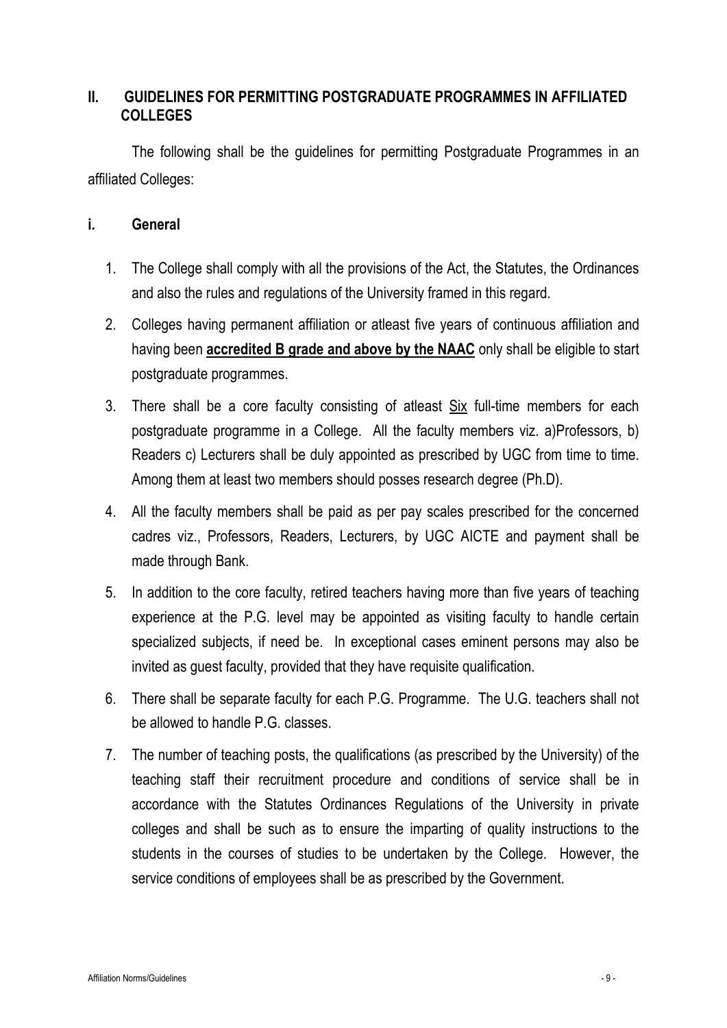## II. GUIDELINES FOR PERMITTING POSTGRADUATE PROGRAMMES IN AFFILIATED COLLEGES

The following shall be the guidelines for permitting Postgraduate Programmes in an affiliated Colleges:

### i. General

1. The College shall comply with all the provisions of the Act, the Statutes, the Ordinances and also the rules and regulations of the University framed in this regard.
2. Colleges having permanent affiliation or atleast five years of continuous affiliation and having been **accredited B grade and above by the NAAC** only shall be eligible to start postgraduate programmes.
3. There shall be a core faculty consisting of atleast Six full-time members for each postgraduate programme in a College. All the faculty members viz. a)Professors, b) Readers c) Lecturers shall be duly appointed as prescribed by UGC from time to time. Among them at least two members should posses research degree (Ph.D).
4. All the faculty members shall be paid as per pay scales prescribed for the concerned cadres viz., Professors, Readers, Lecturers, by UGC AICTE and payment shall be made through Bank.
5. In addition to the core faculty, retired teachers having more than five years of teaching experience at the P.G. level may be appointed as visiting faculty to handle certain specialized subjects, if need be. In exceptional cases eminent persons may also be invited as guest faculty, provided that they have requisite qualification.
6. There shall be separate faculty for each P.G. Programme. The U.G. teachers shall not be allowed to handle P.G. classes.
7. The number of teaching posts, the qualifications (as prescribed by the University) of the teaching staff their recruitment procedure and conditions of service shall be in accordance with the Statutes Ordinances Regulations of the University in private colleges and shall be such as to ensure the imparting of quality instructions to the students in the courses of studies to be undertaken by the College. However, the service conditions of employees shall be as prescribed by the Government.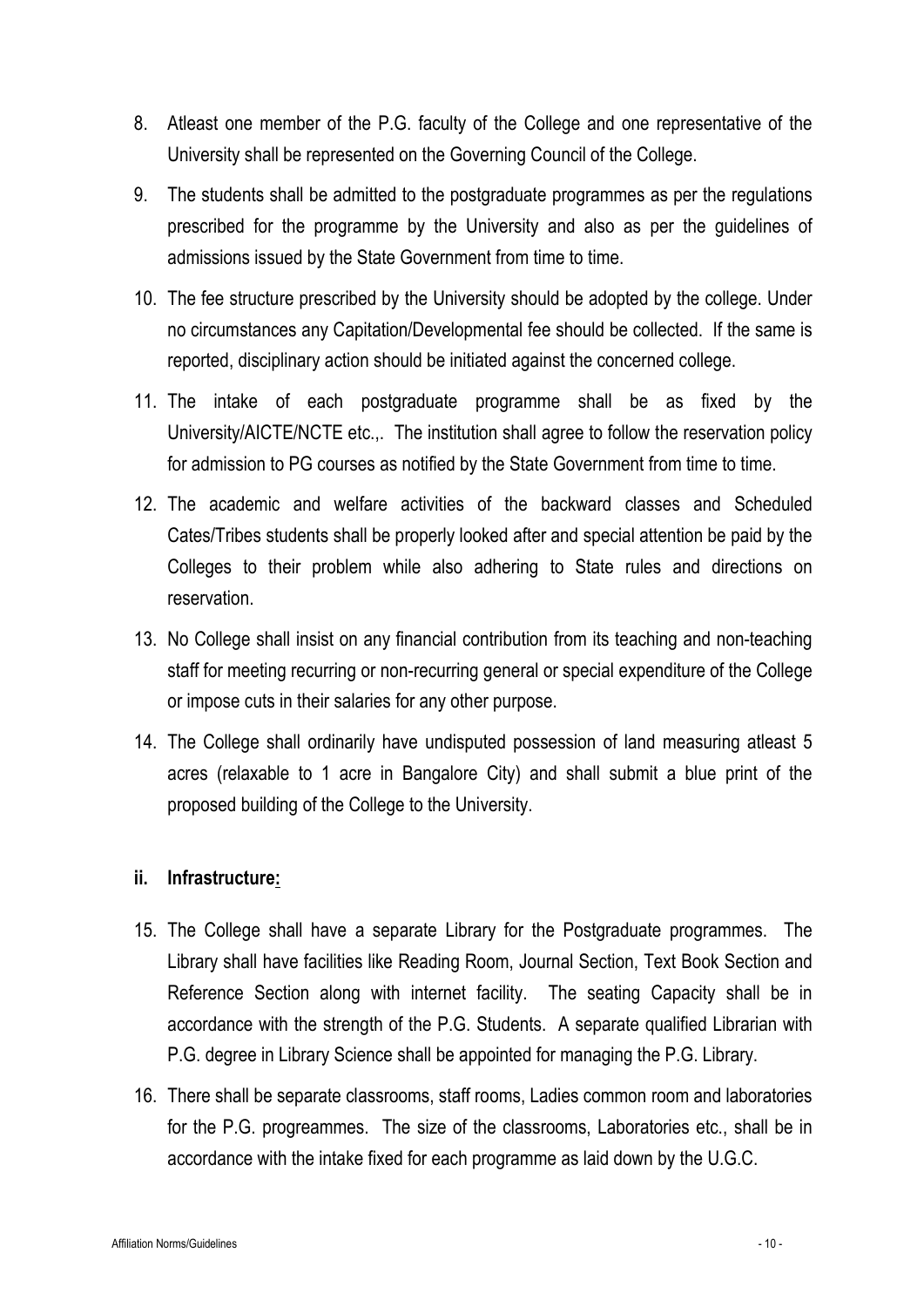8. Atleast one member of the P.G. faculty of the College and one representative of the University shall be represented on the Governing Council of the College.

9. The students shall be admitted to the postgraduate programmes as per the regulations prescribed for the programme by the University and also as per the guidelines of admissions issued by the State Government from time to time.

10. The fee structure prescribed by the University should be adopted by the college. Under no circumstances any Capitation/Developmental fee should be collected. If the same is reported, disciplinary action should be initiated against the concerned college.

11. The intake of each postgraduate programme shall be as fixed by the University/AICTE/NCTE etc.,. The institution shall agree to follow the reservation policy for admission to PG courses as notified by the State Government from time to time.

12. The academic and welfare activities of the backward classes and Scheduled Cates/Tribes students shall be properly looked after and special attention be paid by the Colleges to their problem while also adhering to State rules and directions on reservation.

13. No College shall insist on any financial contribution from its teaching and non-teaching staff for meeting recurring or non-recurring general or special expenditure of the College or impose cuts in their salaries for any other purpose.

14. The College shall ordinarily have undisputed possession of land measuring atleast 5 acres (relaxable to 1 acre in Bangalore City) and shall submit a blue print of the proposed building of the College to the University.

### ii. Infrastructure:

15. The College shall have a separate Library for the Postgraduate programmes. The Library shall have facilities like Reading Room, Journal Section, Text Book Section and Reference Section along with internet facility. The seating Capacity shall be in accordance with the strength of the P.G. Students. A separate qualified Librarian with P.G. degree in Library Science shall be appointed for managing the P.G. Library.

16. There shall be separate classrooms, staff rooms, Ladies common room and laboratories for the P.G. progreammes. The size of the classrooms, Laboratories etc., shall be in accordance with the intake fixed for each programme as laid down by the U.G.C.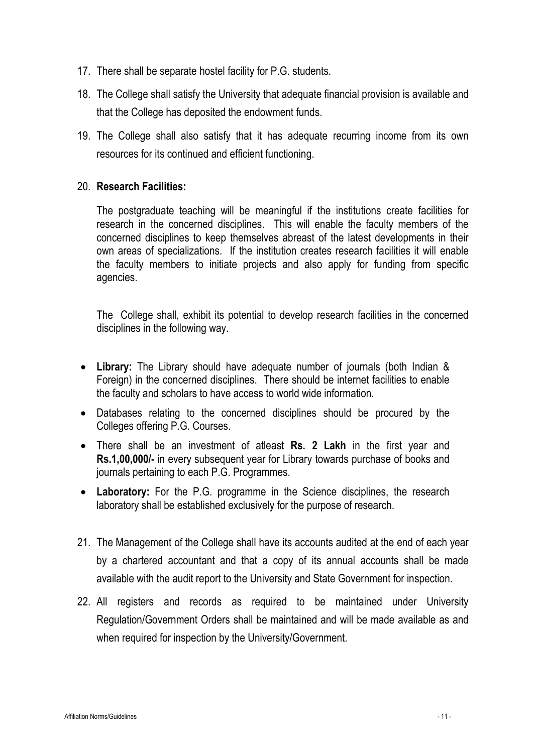17. There shall be separate hostel facility for P.G. students.
18. The College shall satisfy the University that adequate financial provision is available and that the College has deposited the endowment funds.
19. The College shall also satisfy that it has adequate recurring income from its own resources for its continued and efficient functioning.
20. **Research Facilities:**

    The postgraduate teaching will be meaningful if the institutions create facilities for research in the concerned disciplines. This will enable the faculty members of the concerned disciplines to keep themselves abreast of the latest developments in their own areas of specializations. If the institution creates research facilities it will enable the faculty members to initiate projects and also apply for funding from specific agencies.

    The College shall, exhibit its potential to develop research facilities in the concerned disciplines in the following way.

    - **Library:** The Library should have adequate number of journals (both Indian & Foreign) in the concerned disciplines. There should be internet facilities to enable the faculty and scholars to have access to world wide information.
    - Databases relating to the concerned disciplines should be procured by the Colleges offering P.G. Courses.
    - There shall be an investment of atleast **Rs. 2 Lakh** in the first year and **Rs.1,00,000/-** in every subsequent year for Library towards purchase of books and journals pertaining to each P.G. Programmes.
    - **Laboratory:** For the P.G. programme in the Science disciplines, the research laboratory shall be established exclusively for the purpose of research.

21. The Management of the College shall have its accounts audited at the end of each year by a chartered accountant and that a copy of its annual accounts shall be made available with the audit report to the University and State Government for inspection.
22. All registers and records as required to be maintained under University Regulation/Government Orders shall be maintained and will be made available as and when required for inspection by the University/Government.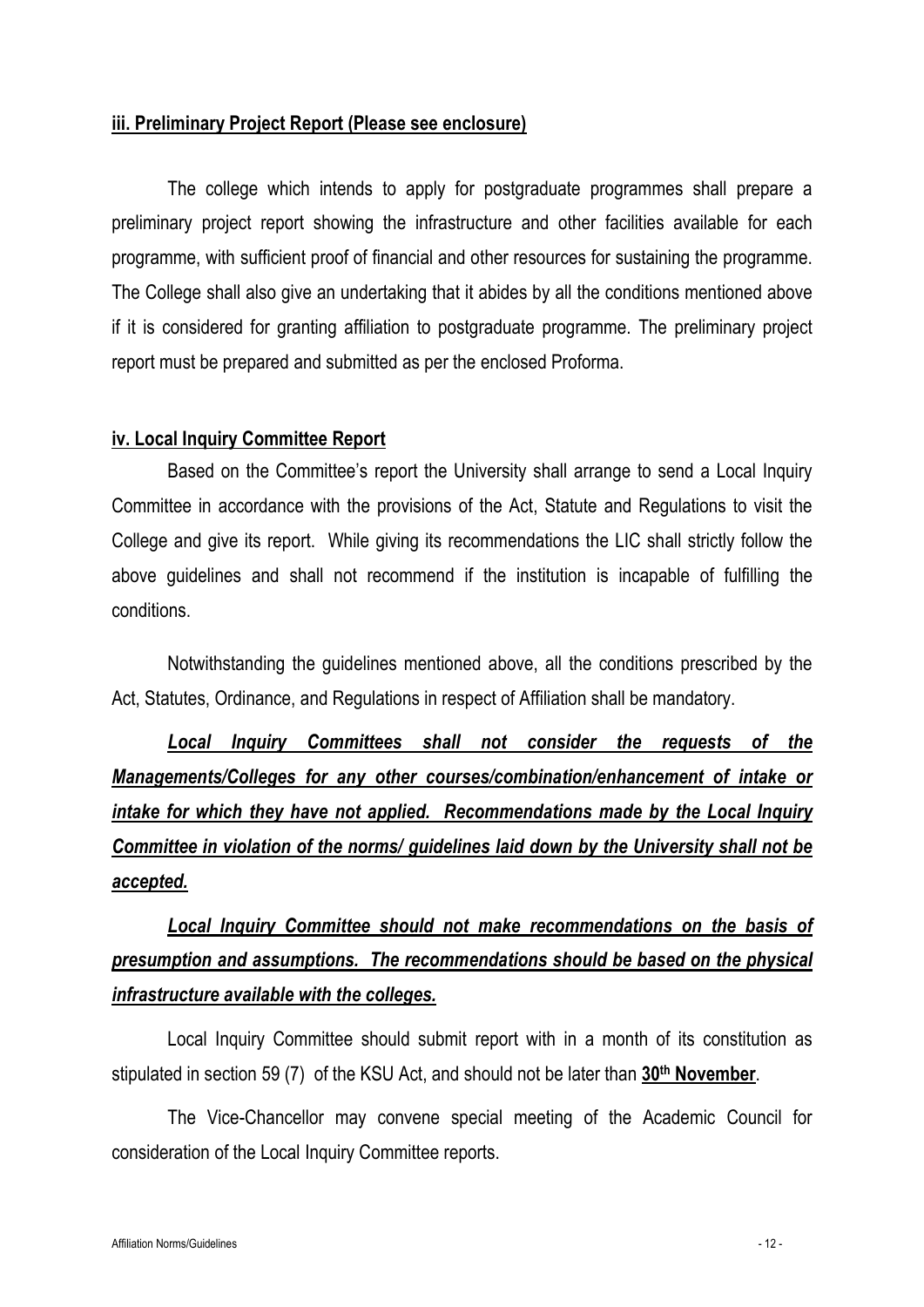**iii. Preliminary Project Report (Please see enclosure)**

The college which intends to apply for postgraduate programmes shall prepare a preliminary project report showing the infrastructure and other facilities available for each programme, with sufficient proof of financial and other resources for sustaining the programme. The College shall also give an undertaking that it abides by all the conditions mentioned above if it is considered for granting affiliation to postgraduate programme. The preliminary project report must be prepared and submitted as per the enclosed Proforma.

**iv. Local Inquiry Committee Report**

Based on the Committee's report the University shall arrange to send a Local Inquiry Committee in accordance with the provisions of the Act, Statute and Regulations to visit the College and give its report. While giving its recommendations the LIC shall strictly follow the above guidelines and shall not recommend if the institution is incapable of fulfilling the conditions.

Notwithstanding the guidelines mentioned above, all the conditions prescribed by the Act, Statutes, Ordinance, and Regulations in respect of Affiliation shall be mandatory.

***Local Inquiry Committees shall not consider the requests of the Managements/Colleges for any other courses/combination/enhancement of intake or intake for which they have not applied. Recommendations made by the Local Inquiry Committee in violation of the norms/ guidelines laid down by the University shall not be accepted.***

***Local Inquiry Committee should not make recommendations on the basis of presumption and assumptions. The recommendations should be based on the physical infrastructure available with the colleges.***

Local Inquiry Committee should submit report with in a month of its constitution as stipulated in section 59 (7) of the KSU Act, and should not be later than **30th November**.

The Vice-Chancellor may convene special meeting of the Academic Council for consideration of the Local Inquiry Committee reports.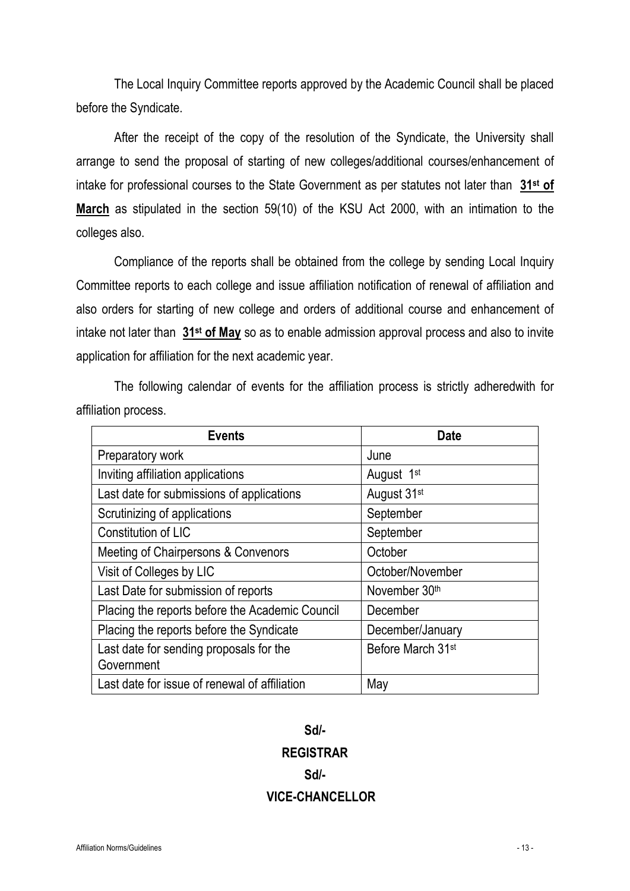The Local Inquiry Committee reports approved by the Academic Council shall be placed before the Syndicate.

After the receipt of the copy of the resolution of the Syndicate, the University shall arrange to send the proposal of starting of new colleges/additional courses/enhancement of intake for professional courses to the State Government as per statutes not later than **31st of March** as stipulated in the section 59(10) of the KSU Act 2000, with an intimation to the colleges also.

Compliance of the reports shall be obtained from the college by sending Local Inquiry Committee reports to each college and issue affiliation notification of renewal of affiliation and also orders for starting of new college and orders of additional course and enhancement of intake not later than **31st of May** so as to enable admission approval process and also to invite application for affiliation for the next academic year.

The following calendar of events for the affiliation process is strictly adheredwith for affiliation process.

| Events | Date |
|---|---|
| Preparatory work | June |
| Inviting affiliation applications | August 1st |
| Last date for submissions of applications | August 31st |
| Scrutinizing of applications | September |
| Constitution of LIC | September |
| Meeting of Chairpersons & Convenors | October |
| Visit of Colleges by LIC | October/November |
| Last Date for submission of reports | November 30th |
| Placing the reports before the Academic Council | December |
| Placing the reports before the Syndicate | December/January |
| Last date for sending proposals for the Government | Before March 31st |
| Last date for issue of renewal of affiliation | May |

**Sd/-**

**REGISTRAR**

**Sd/-**

**VICE-CHANCELLOR**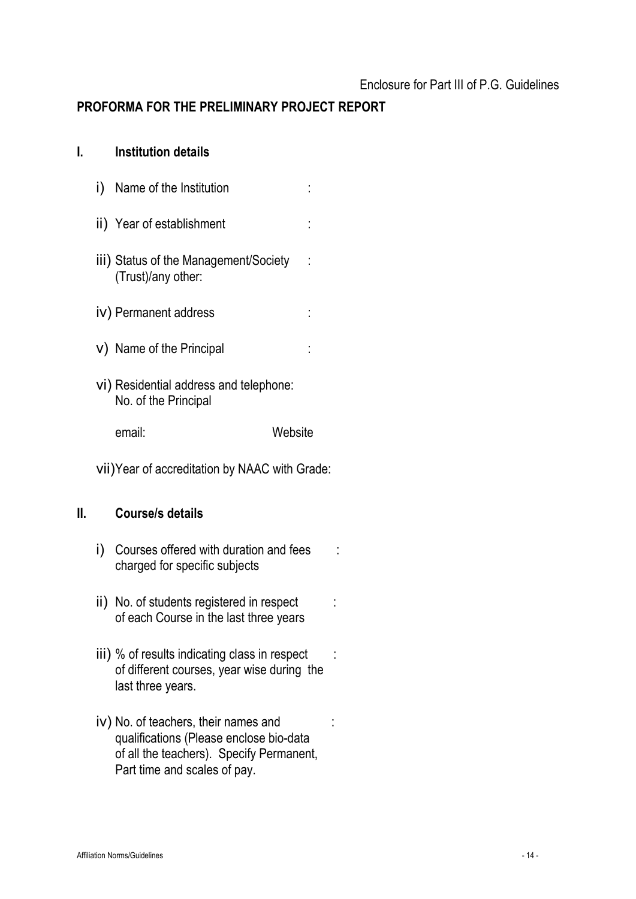Enclosure for Part III of P.G. Guidelines

**PROFORMA FOR THE PRELIMINARY PROJECT REPORT**

## I. Institution details

i) Name of the Institution :

ii) Year of establishment :

iii) Status of the Management/Society (Trust)/any other: :

iv) Permanent address :

v) Name of the Principal :

vi) Residential address and telephone: No. of the Principal

email: Website

vii) Year of accreditation by NAAC with Grade:

## II. Course/s details

i) Courses offered with duration and fees charged for specific subjects :

ii) No. of students registered in respect of each Course in the last three years :

iii) % of results indicating class in respect of different courses, year wise during the last three years. :

iv) No. of teachers, their names and qualifications (Please enclose bio-data of all the teachers). Specify Permanent, Part time and scales of pay. :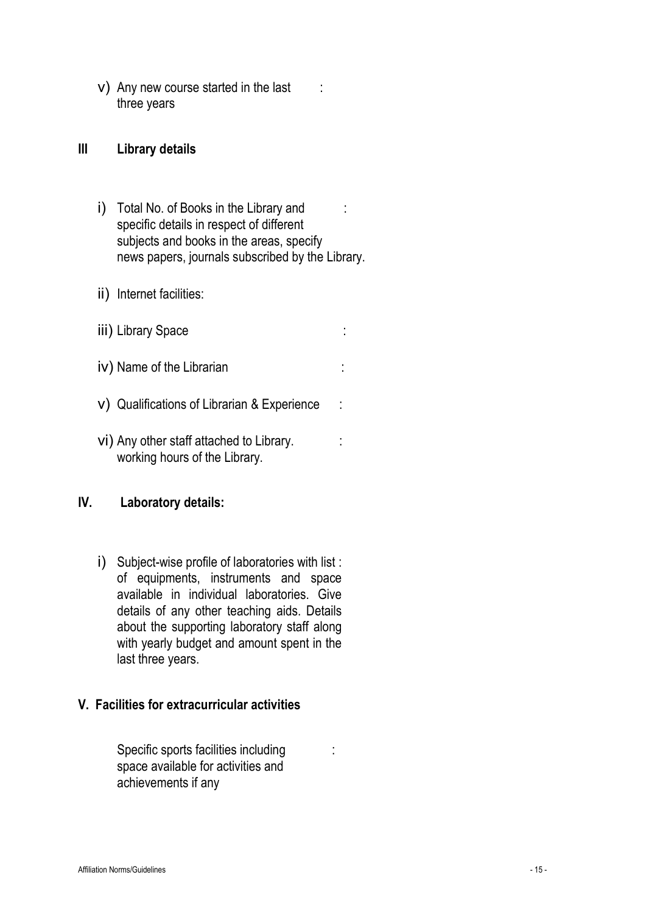v) Any new course started in the last three years :

## III Library details

i) Total No. of Books in the Library and specific details in respect of different subjects and books in the areas, specify news papers, journals subscribed by the Library. :

ii) Internet facilities:

iii) Library Space :

iv) Name of the Librarian :

v) Qualifications of Librarian & Experience :

vi) Any other staff attached to Library. working hours of the Library. :

## IV. Laboratory details:

i) Subject-wise profile of laboratories with list of equipments, instruments and space available in individual laboratories. Give details of any other teaching aids. Details about the supporting laboratory staff along with yearly budget and amount spent in the last three years. :

## V. Facilities for extracurricular activities

Specific sports facilities including space available for activities and achievements if any :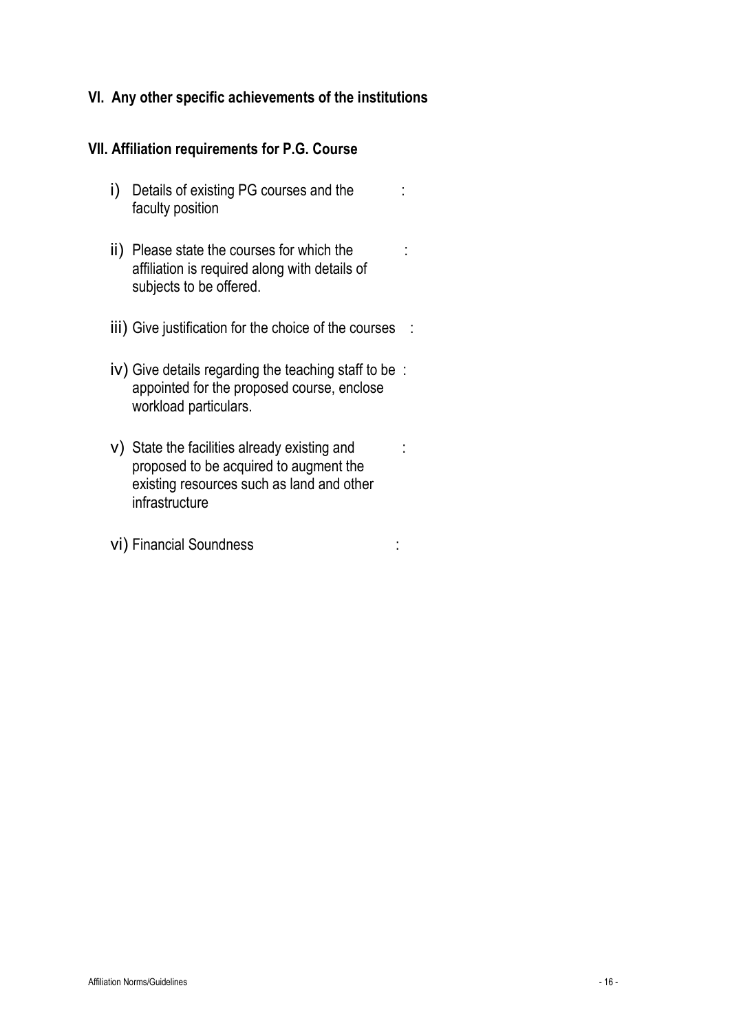## VI. Any other specific achievements of the institutions

## VII. Affiliation requirements for P.G. Course

i) Details of existing PG courses and the faculty position :

ii) Please state the courses for which the affiliation is required along with details of subjects to be offered. :

iii) Give justification for the choice of the courses :

iv) Give details regarding the teaching staff to be appointed for the proposed course, enclose workload particulars. :

v) State the facilities already existing and proposed to be acquired to augment the existing resources such as land and other infrastructure :

vi) Financial Soundness :